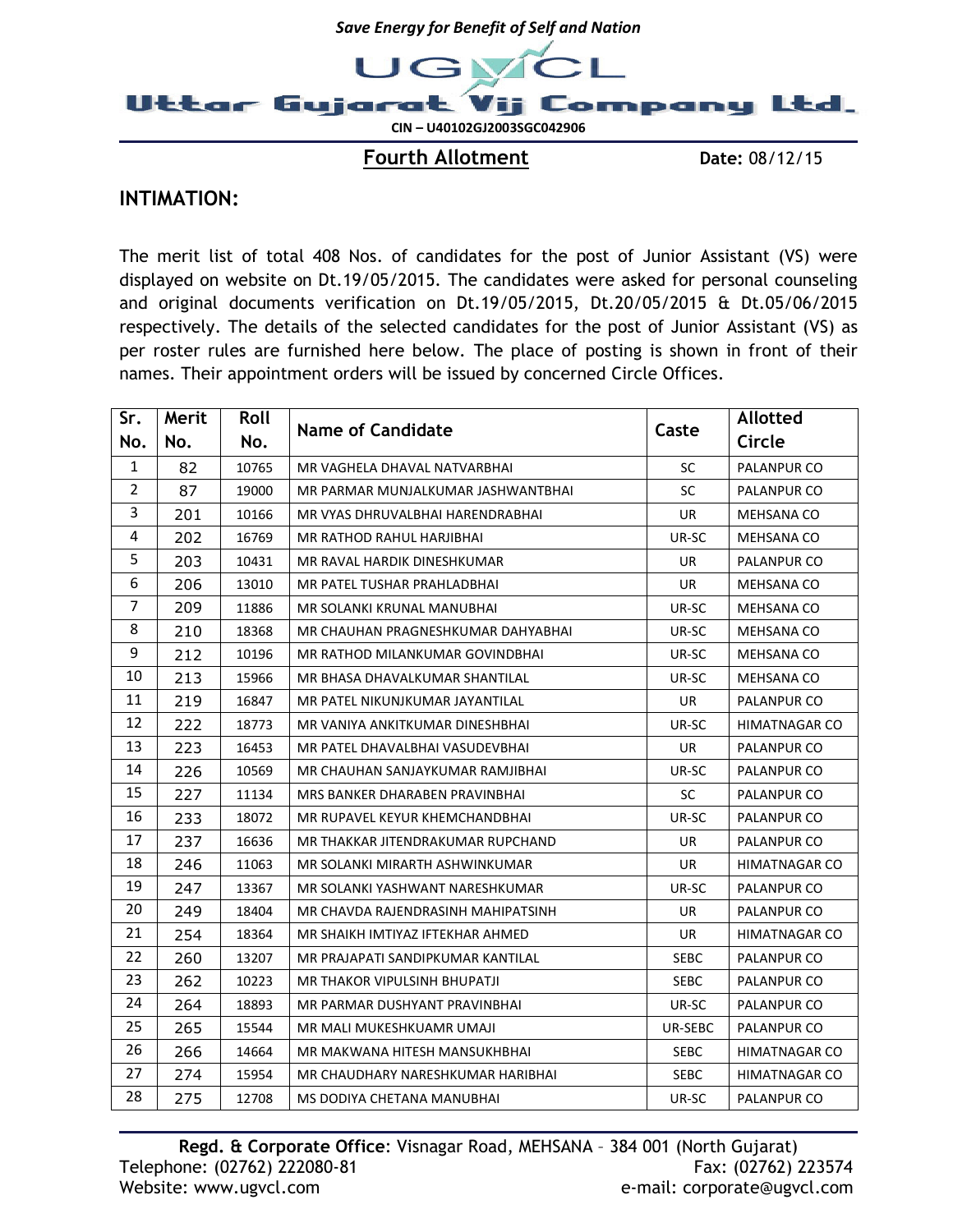*Save Energy for Benefit of Self and Nation*

# Uttar Gujarat Vij Company Ltd.

CIN – U40102GJ2003SGC042906

## Fourth Allotment

**Date:** 08/12/15

### INTIMATION:

The merit list of total 408 Nos. of candidates for the post of Junior Assistant (VS) were displayed on website on Dt.19/05/2015. The candidates were asked for personal counseling and original documents verification on Dt.19/05/2015, Dt.20/05/2015 & Dt.05/06/2015 respectively. The details of the selected candidates for the post of Junior Assistant (VS) as per roster rules are furnished here below. The place of posting is shown in front of their names. Their appointment orders will be issued by concerned Circle Offices.

| Sr. No. | Merit No. | Roll No. | Name of Candidate | Caste | Allotted Circle |
|---|---|---|---|---|---|
| 1 | 82 | 10765 | MR VAGHELA DHAVAL NATVARBHAI | SC | PALANPUR CO |
| 2 | 87 | 19000 | MR PARMAR MUNJALKUMAR JASHWANTBHAI | SC | PALANPUR CO |
| 3 | 201 | 10166 | MR VYAS DHRUVALBHAI HARENDRABHAI | UR | MEHSANA CO |
| 4 | 202 | 16769 | MR RATHOD RAHUL HARJIBHAI | UR-SC | MEHSANA CO |
| 5 | 203 | 10431 | MR RAVAL HARDIK DINESHKUMAR | UR | PALANPUR CO |
| 6 | 206 | 13010 | MR PATEL TUSHAR PRAHLADBHAI | UR | MEHSANA CO |
| 7 | 209 | 11886 | MR SOLANKI KRUNAL MANUBHAI | UR-SC | MEHSANA CO |
| 8 | 210 | 18368 | MR CHAUHAN PRAGNESHKUMAR DAHYABHAI | UR-SC | MEHSANA CO |
| 9 | 212 | 10196 | MR RATHOD MILANKUMAR GOVINDBHAI | UR-SC | MEHSANA CO |
| 10 | 213 | 15966 | MR BHASA DHAVALKUMAR SHANTILAL | UR-SC | MEHSANA CO |
| 11 | 219 | 16847 | MR PATEL NIKUNJKUMAR JAYANTILAL | UR | PALANPUR CO |
| 12 | 222 | 18773 | MR VANIYA ANKITKUMAR DINESHBHAI | UR-SC | HIMATNAGAR CO |
| 13 | 223 | 16453 | MR PATEL DHAVALBHAI VASUDEVBHAI | UR | PALANPUR CO |
| 14 | 226 | 10569 | MR CHAUHAN SANJAYKUMAR RAMJIBHAI | UR-SC | PALANPUR CO |
| 15 | 227 | 11134 | MRS BANKER DHARABEN PRAVINBHAI | SC | PALANPUR CO |
| 16 | 233 | 18072 | MR RUPAVEL KEYUR KHEMCHANDBHAI | UR-SC | PALANPUR CO |
| 17 | 237 | 16636 | MR THAKKAR JITENDRAKUMAR RUPCHAND | UR | PALANPUR CO |
| 18 | 246 | 11063 | MR SOLANKI MIRARTH ASHWINKUMAR | UR | HIMATNAGAR CO |
| 19 | 247 | 13367 | MR SOLANKI YASHWANT NARESHKUMAR | UR-SC | PALANPUR CO |
| 20 | 249 | 18404 | MR CHAVDA RAJENDRASINH MAHIPATSINH | UR | PALANPUR CO |
| 21 | 254 | 18364 | MR SHAIKH IMTIYAZ IFTEKHAR AHMED | UR | HIMATNAGAR CO |
| 22 | 260 | 13207 | MR PRAJAPATI SANDIPKUMAR KANTILAL | SEBC | PALANPUR CO |
| 23 | 262 | 10223 | MR THAKOR VIPULSINH BHUPATJI | SEBC | PALANPUR CO |
| 24 | 264 | 18893 | MR PARMAR DUSHYANT PRAVINBHAI | UR-SC | PALANPUR CO |
| 25 | 265 | 15544 | MR MALI MUKESHKUAMR UMAJI | UR-SEBC | PALANPUR CO |
| 26 | 266 | 14664 | MR MAKWANA HITESH MANSUKHBHAI | SEBC | HIMATNAGAR CO |
| 27 | 274 | 15954 | MR CHAUDHARY NARESHKUMAR HARIBHAI | SEBC | HIMATNAGAR CO |
| 28 | 275 | 12708 | MS DODIYA CHETANA MANUBHAI | UR-SC | PALANPUR CO |

**Regd. & Corporate Office**: Visnagar Road, MEHSANA – 384 001 (North Gujarat)
Telephone: (02762) 222080-81 Fax: (02762) 223574
Website: www.ugvcl.com e-mail: corporate@ugvcl.com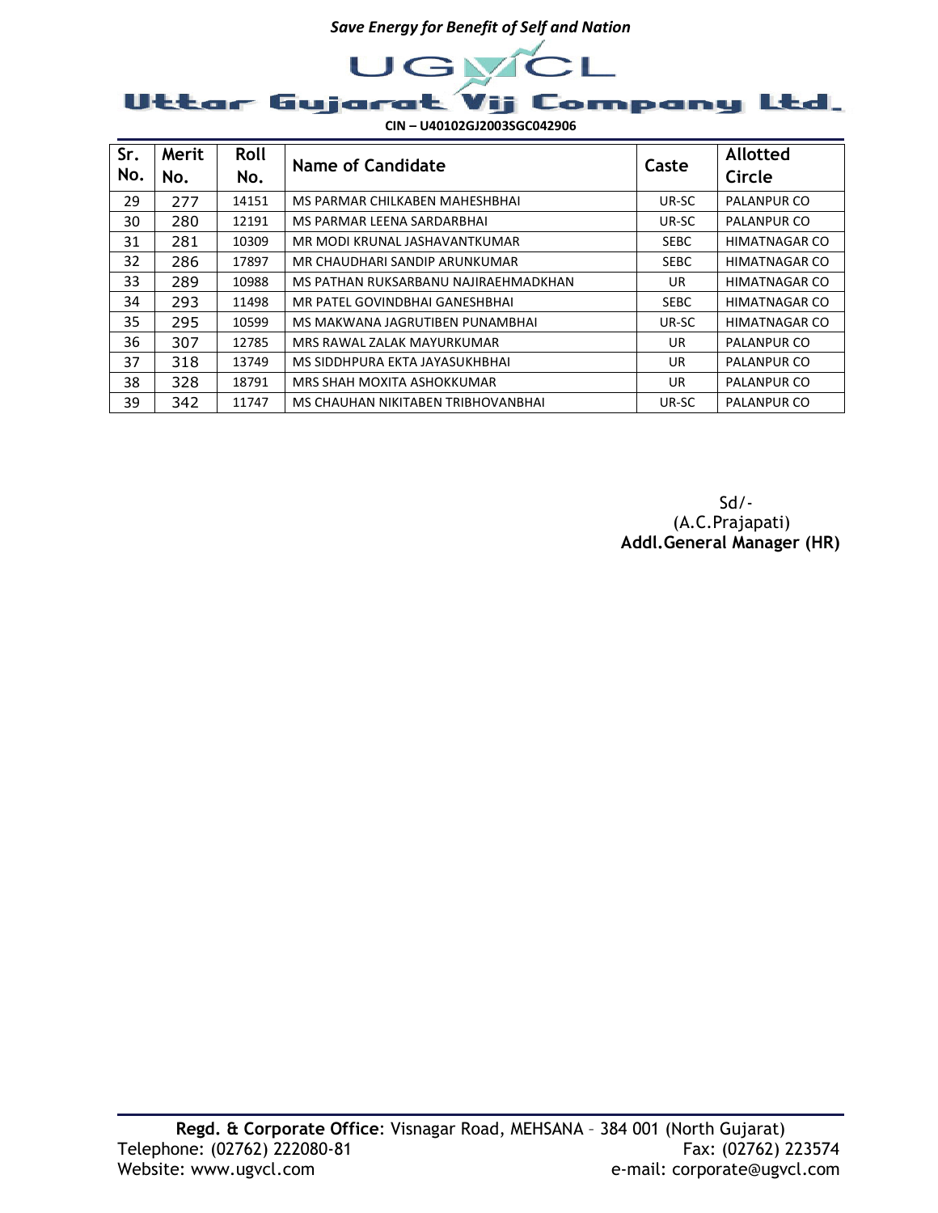| Sr. No. | Merit No. | Roll No. | Name of Candidate | Caste | Allotted Circle |
|---|---|---|---|---|---|
| 29 | 277 | 14151 | MS PARMAR CHILKABEN MAHESHBHAI | UR-SC | PALANPUR CO |
| 30 | 280 | 12191 | MS PARMAR LEENA SARDARBHAI | UR-SC | PALANPUR CO |
| 31 | 281 | 10309 | MR MODI KRUNAL JASHAVANTKUMAR | SEBC | HIMATNAGAR CO |
| 32 | 286 | 17897 | MR CHAUDHARI SANDIP ARUNKUMAR | SEBC | HIMATNAGAR CO |
| 33 | 289 | 10988 | MS PATHAN RUKSARBANU NAJIRAEHMADKHAN | UR | HIMATNAGAR CO |
| 34 | 293 | 11498 | MR PATEL GOVINDBHAI GANESHBHAI | SEBC | HIMATNAGAR CO |
| 35 | 295 | 10599 | MS MAKWANA JAGRUTIBEN PUNAMBHAI | UR-SC | HIMATNAGAR CO |
| 36 | 307 | 12785 | MRS RAWAL ZALAK MAYURKUMAR | UR | PALANPUR CO |
| 37 | 318 | 13749 | MS SIDDHPURA EKTA JAYASUKHBHAI | UR | PALANPUR CO |
| 38 | 328 | 18791 | MRS SHAH MOXITA ASHOKKUMAR | UR | PALANPUR CO |
| 39 | 342 | 11747 | MS CHAUHAN NIKITABEN TRIBHOVANBHAI | UR-SC | PALANPUR CO |

Sd/-
(A.C.Prajapati)
**Addl.General Manager (HR)**